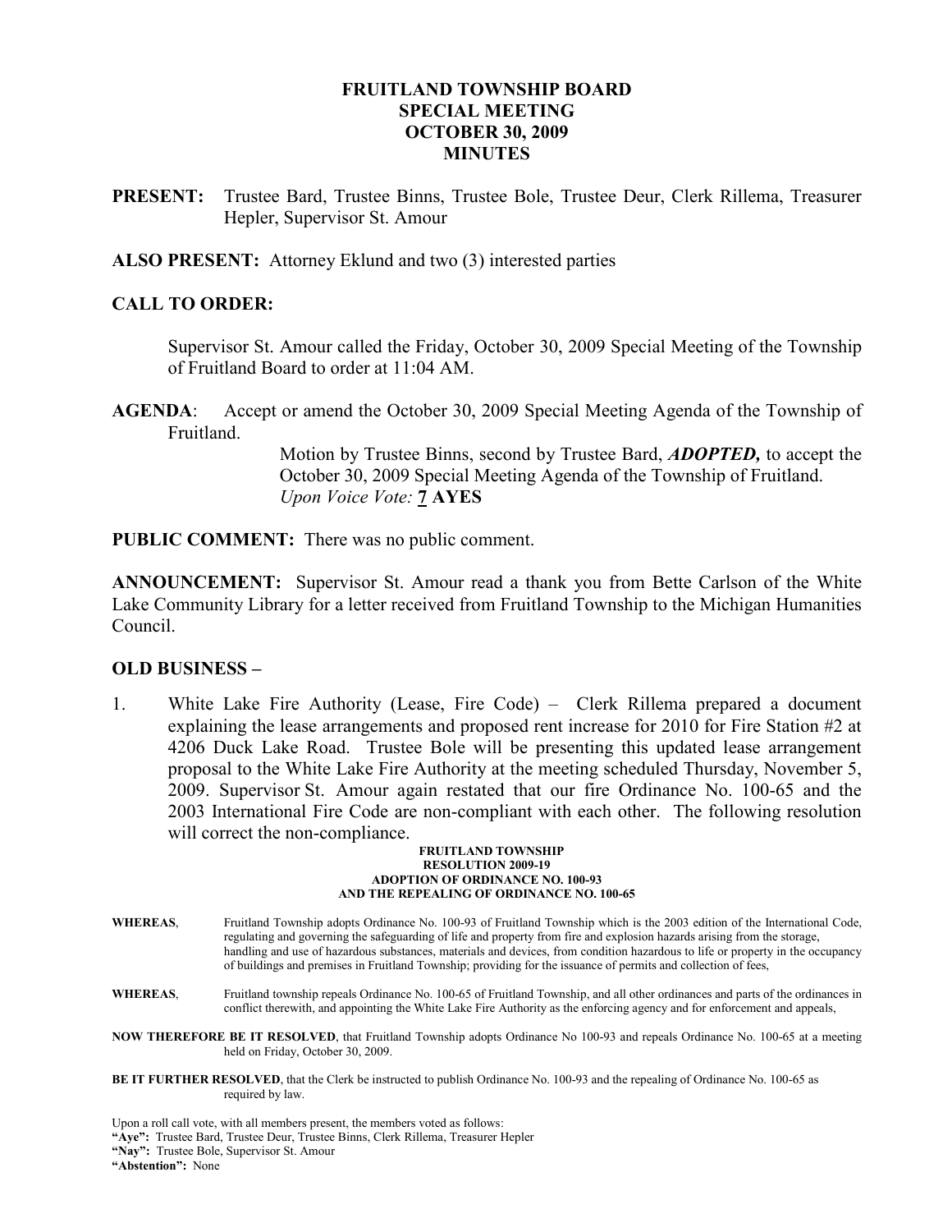# FRUITLAND TOWNSHIP BOARD
# SPECIAL MEETING
# OCTOBER 30, 2009
# MINUTES

**PRESENT:** Trustee Bard, Trustee Binns, Trustee Bole, Trustee Deur, Clerk Rillema, Treasurer Hepler, Supervisor St. Amour

**ALSO PRESENT:** Attorney Eklund and two (3) interested parties

**CALL TO ORDER:**

Supervisor St. Amour called the Friday, October 30, 2009 Special Meeting of the Township of Fruitland Board to order at 11:04 AM.

**AGENDA**: Accept or amend the October 30, 2009 Special Meeting Agenda of the Township of Fruitland.

Motion by Trustee Binns, second by Trustee Bard, ***ADOPTED,*** to accept the October 30, 2009 Special Meeting Agenda of the Township of Fruitland.
*Upon Voice Vote:* **7 AYES**

**PUBLIC COMMENT:** There was no public comment.

**ANNOUNCEMENT:** Supervisor St. Amour read a thank you from Bette Carlson of the White Lake Community Library for a letter received from Fruitland Township to the Michigan Humanities Council.

**OLD BUSINESS –**

1. White Lake Fire Authority (Lease, Fire Code) – Clerk Rillema prepared a document explaining the lease arrangements and proposed rent increase for 2010 for Fire Station #2 at 4206 Duck Lake Road. Trustee Bole will be presenting this updated lease arrangement proposal to the White Lake Fire Authority at the meeting scheduled Thursday, November 5, 2009. Supervisor St. Amour again restated that our fire Ordinance No. 100-65 and the 2003 International Fire Code are non-compliant with each other. The following resolution will correct the non-compliance.

**FRUITLAND TOWNSHIP**
**RESOLUTION 2009-19**
**ADOPTION OF ORDINANCE NO. 100-93**
**AND THE REPEALING OF ORDINANCE NO. 100-65**

**WHEREAS**, Fruitland Township adopts Ordinance No. 100-93 of Fruitland Township which is the 2003 edition of the International Code, regulating and governing the safeguarding of life and property from fire and explosion hazards arising from the storage, handling and use of hazardous substances, materials and devices, from condition hazardous to life or property in the occupancy of buildings and premises in Fruitland Township; providing for the issuance of permits and collection of fees,

**WHEREAS**, Fruitland township repeals Ordinance No. 100-65 of Fruitland Township, and all other ordinances and parts of the ordinances in conflict therewith, and appointing the White Lake Fire Authority as the enforcing agency and for enforcement and appeals,

**NOW THEREFORE BE IT RESOLVED**, that Fruitland Township adopts Ordinance No 100-93 and repeals Ordinance No. 100-65 at a meeting held on Friday, October 30, 2009.

**BE IT FURTHER RESOLVED**, that the Clerk be instructed to publish Ordinance No. 100-93 and the repealing of Ordinance No. 100-65 as required by law.

Upon a roll call vote, with all members present, the members voted as follows:
**"Aye":** Trustee Bard, Trustee Deur, Trustee Binns, Clerk Rillema, Treasurer Hepler
**"Nay":** Trustee Bole, Supervisor St. Amour
**"Abstention":** None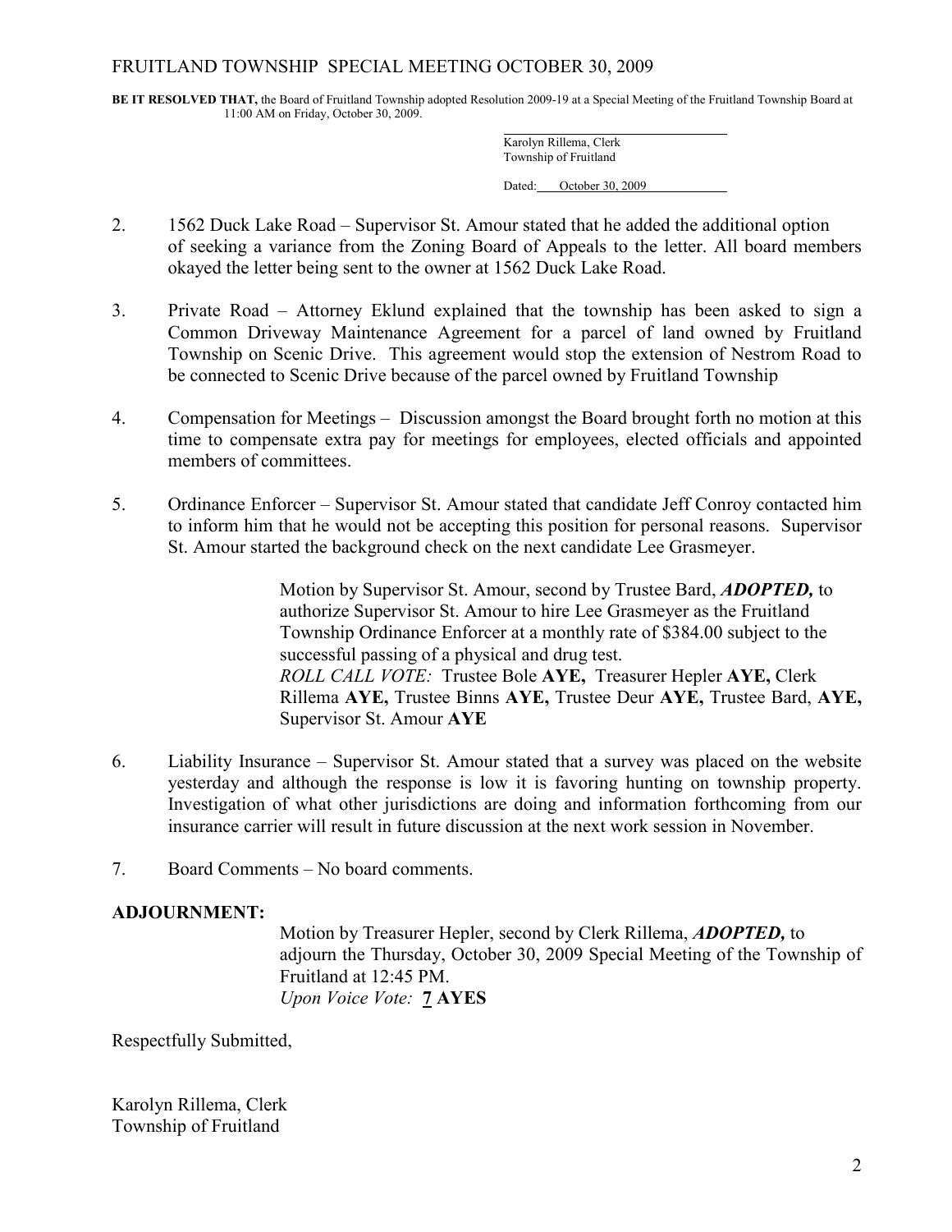**BE IT RESOLVED THAT,** the Board of Fruitland Township adopted Resolution 2009-19 at a Special Meeting of the Fruitland Township Board at 11:00 AM on Friday, October 30, 2009.

Karolyn Rillema, Clerk
Township of Fruitland

Dated: October 30, 2009

2. 1562 Duck Lake Road – Supervisor St. Amour stated that he added the additional option of seeking a variance from the Zoning Board of Appeals to the letter. All board members okayed the letter being sent to the owner at 1562 Duck Lake Road.

3. Private Road – Attorney Eklund explained that the township has been asked to sign a Common Driveway Maintenance Agreement for a parcel of land owned by Fruitland Township on Scenic Drive. This agreement would stop the extension of Nestrom Road to be connected to Scenic Drive because of the parcel owned by Fruitland Township

4. Compensation for Meetings – Discussion amongst the Board brought forth no motion at this time to compensate extra pay for meetings for employees, elected officials and appointed members of committees.

5. Ordinance Enforcer – Supervisor St. Amour stated that candidate Jeff Conroy contacted him to inform him that he would not be accepting this position for personal reasons. Supervisor St. Amour started the background check on the next candidate Lee Grasmeyer.

   Motion by Supervisor St. Amour, second by Trustee Bard, ***ADOPTED,*** to authorize Supervisor St. Amour to hire Lee Grasmeyer as the Fruitland Township Ordinance Enforcer at a monthly rate of $384.00 subject to the successful passing of a physical and drug test.
   *ROLL CALL VOTE:* Trustee Bole **AYE,** Treasurer Hepler **AYE,** Clerk Rillema **AYE,** Trustee Binns **AYE,** Trustee Deur **AYE,** Trustee Bard, **AYE,** Supervisor St. Amour **AYE**

6. Liability Insurance – Supervisor St. Amour stated that a survey was placed on the website yesterday and although the response is low it is favoring hunting on township property. Investigation of what other jurisdictions are doing and information forthcoming from our insurance carrier will result in future discussion at the next work session in November.

7. Board Comments – No board comments.

**ADJOURNMENT:**

Motion by Treasurer Hepler, second by Clerk Rillema, ***ADOPTED,*** to adjourn the Thursday, October 30, 2009 Special Meeting of the Township of Fruitland at 12:45 PM.
*Upon Voice Vote:* **7 AYES**

Respectfully Submitted,

Karolyn Rillema, Clerk
Township of Fruitland